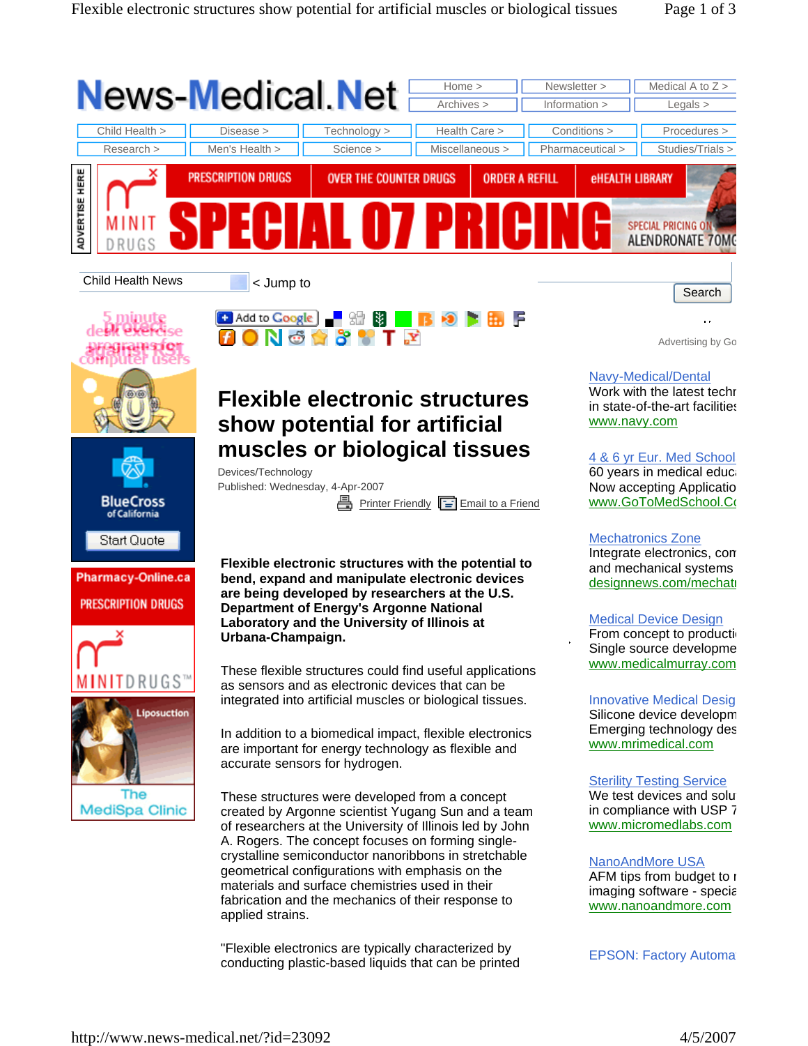# Flexible electronic structures show potential for artificial muscles or biological tissues

Devices/Technology
Published: Wednesday, 4-Apr-2007

**Flexible electronic structures with the potential to bend, expand and manipulate electronic devices are being developed by researchers at the U.S. Department of Energy's Argonne National Laboratory and the University of Illinois at Urbana-Champaign.**

These flexible structures could find useful applications as sensors and as electronic devices that can be integrated into artificial muscles or biological tissues.

In addition to a biomedical impact, flexible electronics are important for energy technology as flexible and accurate sensors for hydrogen.

These structures were developed from a concept created by Argonne scientist Yugang Sun and a team of researchers at the University of Illinois led by John A. Rogers. The concept focuses on forming single-crystalline semiconductor nanoribbons in stretchable geometrical configurations with emphasis on the materials and surface chemistries used in their fabrication and the mechanics of their response to applied strains.

"Flexible electronics are typically characterized by conducting plastic-based liquids that can be printed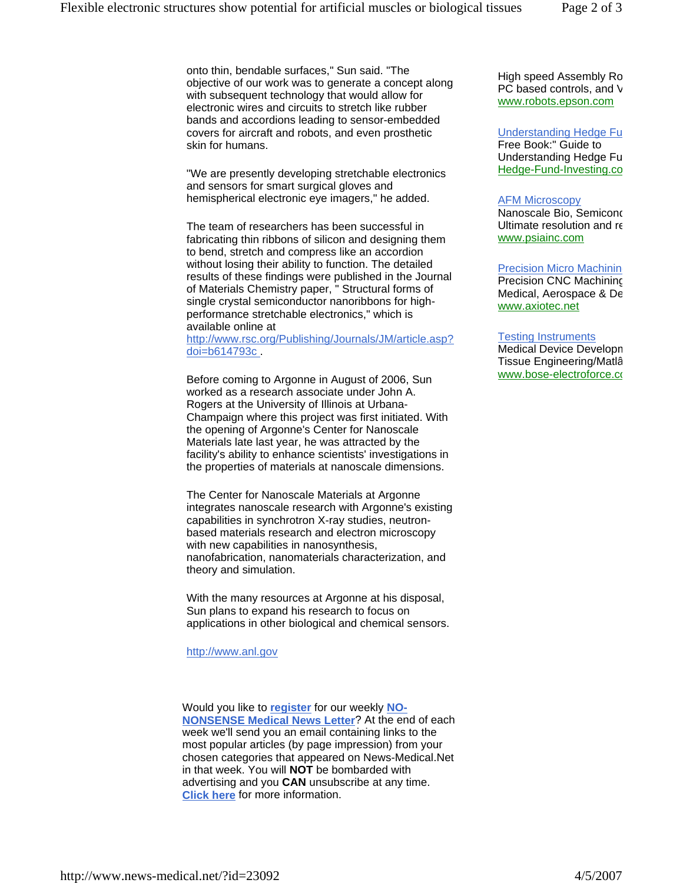onto thin, bendable surfaces," Sun said. "The objective of our work was to generate a concept along with subsequent technology that would allow for electronic wires and circuits to stretch like rubber bands and accordions leading to sensor-embedded covers for aircraft and robots, and even prosthetic skin for humans.

"We are presently developing stretchable electronics and sensors for smart surgical gloves and hemispherical electronic eye imagers," he added.

The team of researchers has been successful in fabricating thin ribbons of silicon and designing them to bend, stretch and compress like an accordion without losing their ability to function. The detailed results of these findings were published in the Journal of Materials Chemistry paper, " Structural forms of single crystal semiconductor nanoribbons for high-performance stretchable electronics," which is available online at http://www.rsc.org/Publishing/Journals/JM/article.asp?doi=b614793c .

Before coming to Argonne in August of 2006, Sun worked as a research associate under John A. Rogers at the University of Illinois at Urbana-Champaign where this project was first initiated. With the opening of Argonne's Center for Nanoscale Materials late last year, he was attracted by the facility's ability to enhance scientists' investigations in the properties of materials at nanoscale dimensions.

The Center for Nanoscale Materials at Argonne integrates nanoscale research with Argonne's existing capabilities in synchrotron X-ray studies, neutron-based materials research and electron microscopy with new capabilities in nanosynthesis, nanofabrication, nanomaterials characterization, and theory and simulation.

With the many resources at Argonne at his disposal, Sun plans to expand his research to focus on applications in other biological and chemical sensors.

http://www.anl.gov

Would you like to **register** for our weekly **NO-NONSENSE Medical News Letter**? At the end of each week we'll send you an email containing links to the most popular articles (by page impression) from your chosen categories that appeared on News-Medical.Net in that week. You will **NOT** be bombarded with advertising and you **CAN** unsubscribe at any time. **Click here** for more information.

High speed Assembly Ro
PC based controls, and V
www.robots.epson.com

Understanding Hedge Fu
Free Book:" Guide to Understanding Hedge Fu
Hedge-Fund-Investing.co

AFM Microscopy
Nanoscale Bio, Semicond
Ultimate resolution and re
www.psiainc.com

Precision Micro Machinin
Precision CNC Machining
Medical, Aerospace & De
www.axiotec.net

Testing Instruments
Medical Device Developn
Tissue Engineering/Matlâ
www.bose-electroforce.co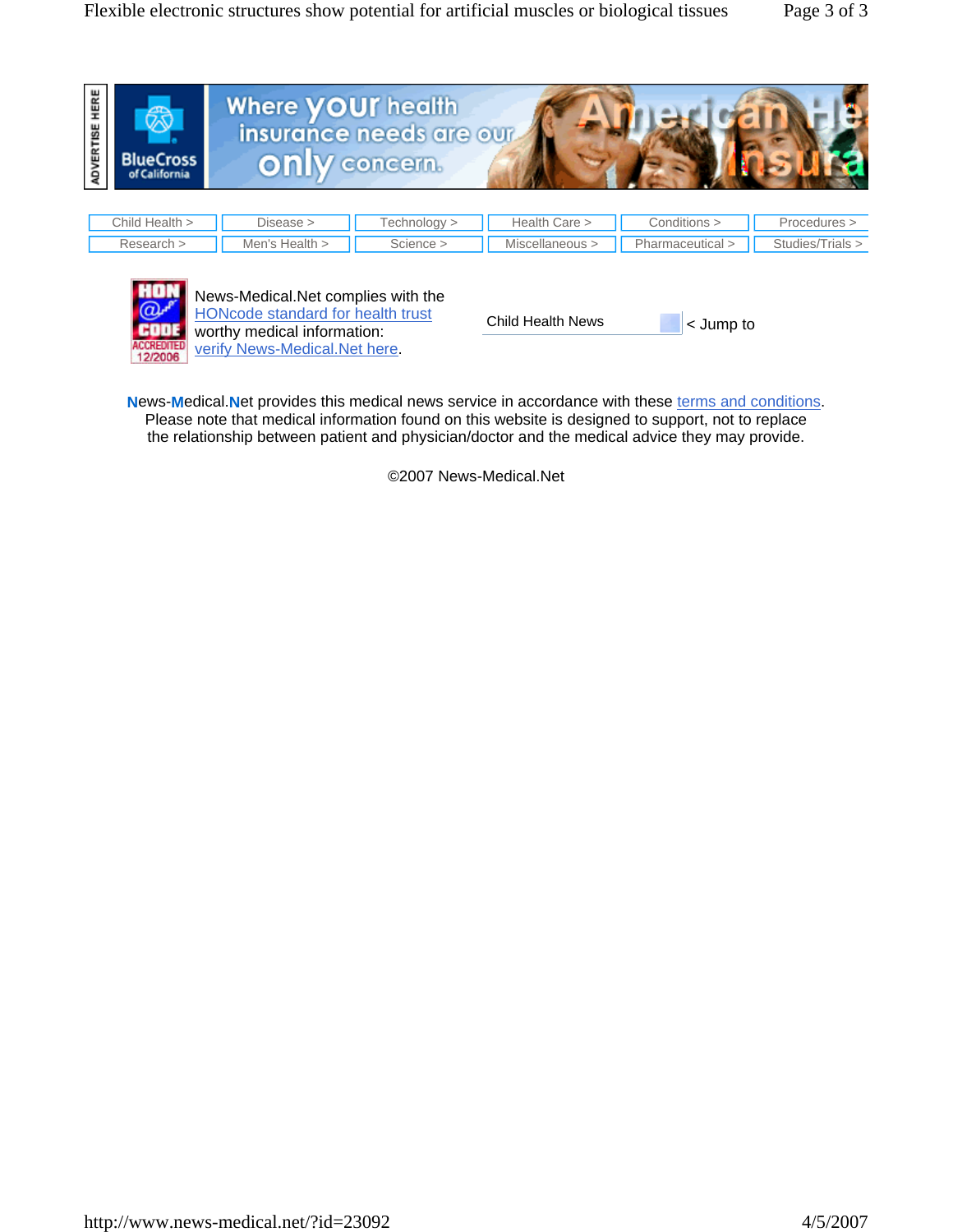ADVERTISE HERE

BlueCross of California — Where your health insurance needs are our only concern. American Health Insurance

| | | | | | |
|---|---|---|---|---|---|
| Child Health > | Disease > | Technology > | Health Care > | Conditions > | Procedures > |
| Research > | Men's Health > | Science > | Miscellaneous > | Pharmaceutical > | Studies/Trials > |

HON CODE ACCREDITED 12/2006

News-Medical.Net complies with the HONcode standard for health trust worthy medical information: verify News-Medical.Net here.

Child Health News < Jump to

News-Medical.Net provides this medical news service in accordance with these terms and conditions. Please note that medical information found on this website is designed to support, not to replace the relationship between patient and physician/doctor and the medical advice they may provide.

©2007 News-Medical.Net